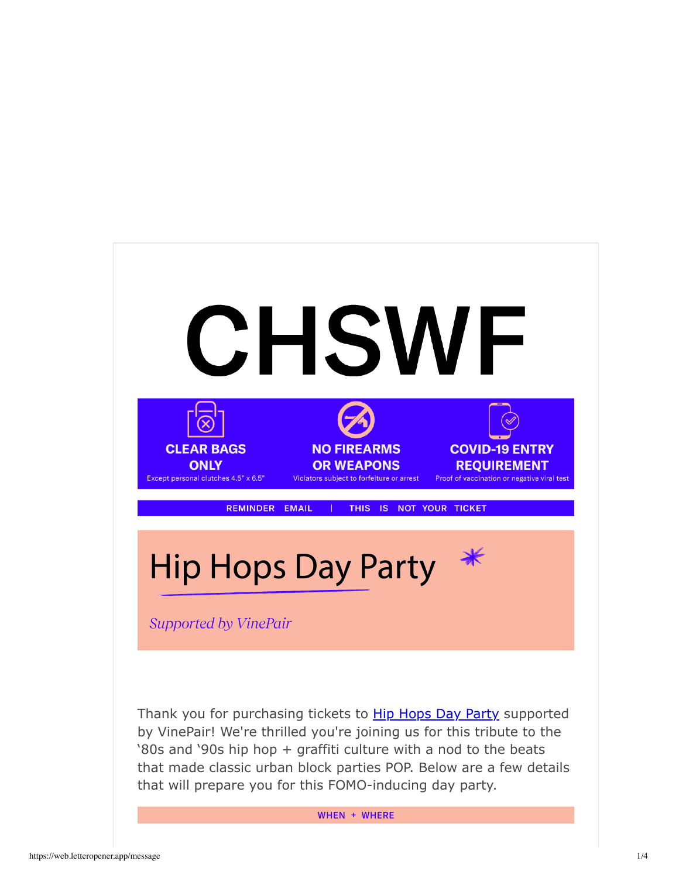# CHSWF

**CLEAR BAGS ONLY**
Except personal clutches 4.5" x 6.5"

**NO FIREARMS OR WEAPONS**
Violators subject to forfeiture or arrest

**COVID-19 ENTRY REQUIREMENT**
Proof of vaccination or negative viral test

REMINDER EMAIL | THIS IS NOT YOUR TICKET

## Hip Hops Day Party

*Supported by VinePair*

Thank you for purchasing tickets to Hip Hops Day Party supported by VinePair! We're thrilled you're joining us for this tribute to the '80s and '90s hip hop + graffiti culture with a nod to the beats that made classic urban block parties POP. Below are a few details that will prepare you for this FOMO-inducing day party.

WHEN + WHERE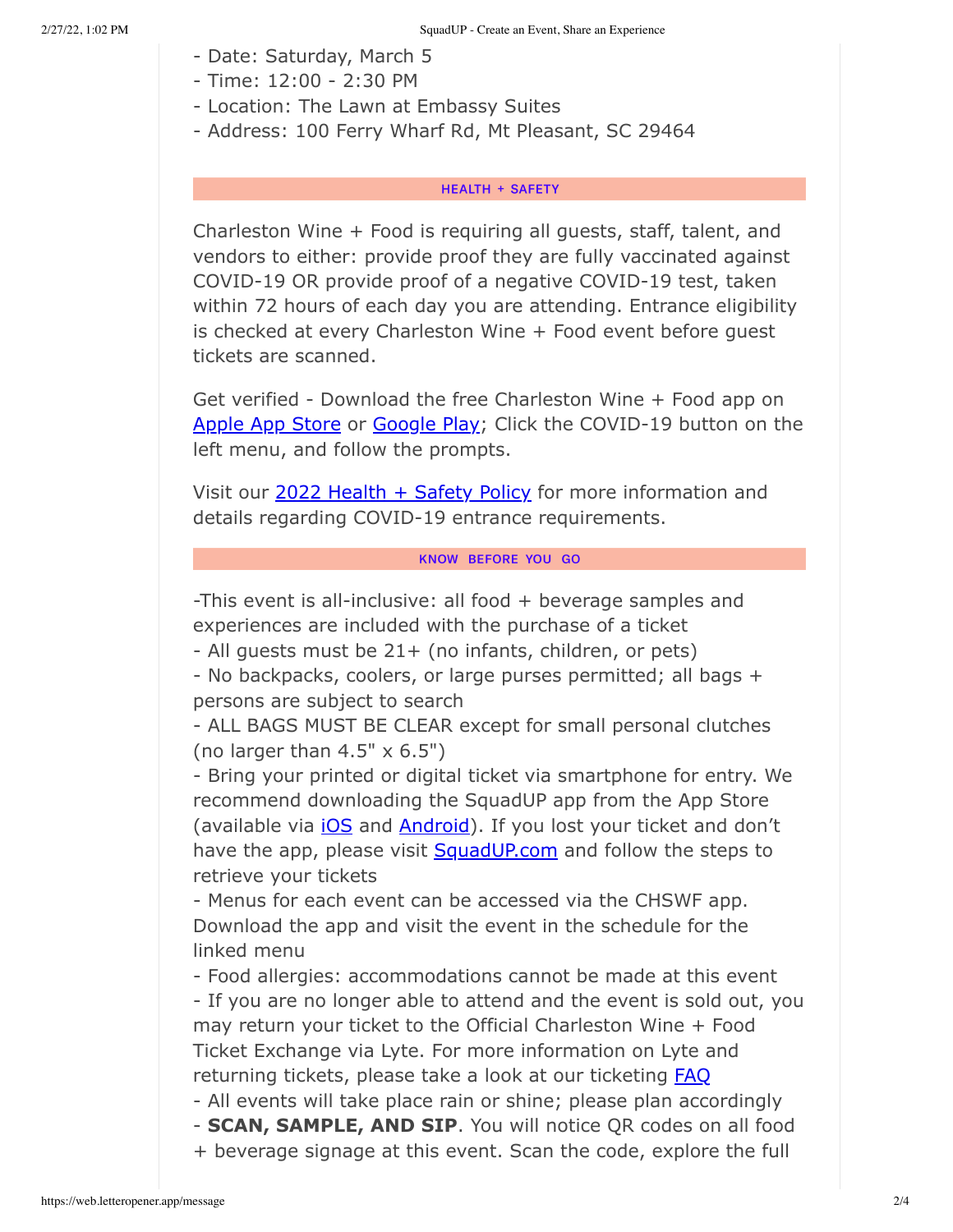- Date: Saturday, March 5
- Time: 12:00 - 2:30 PM
- Location: The Lawn at Embassy Suites
- Address: 100 Ferry Wharf Rd, Mt Pleasant, SC 29464

## HEALTH + SAFETY

Charleston Wine + Food is requiring all guests, staff, talent, and vendors to either: provide proof they are fully vaccinated against COVID-19 OR provide proof of a negative COVID-19 test, taken within 72 hours of each day you are attending. Entrance eligibility is checked at every Charleston Wine + Food event before guest tickets are scanned.

Get verified - Download the free Charleston Wine + Food app on Apple App Store or Google Play; Click the COVID-19 button on the left menu, and follow the prompts.

Visit our 2022 Health + Safety Policy for more information and details regarding COVID-19 entrance requirements.

## KNOW BEFORE YOU GO

-This event is all-inclusive: all food + beverage samples and experiences are included with the purchase of a ticket
- All guests must be 21+ (no infants, children, or pets)
- No backpacks, coolers, or large purses permitted; all bags + persons are subject to search
- ALL BAGS MUST BE CLEAR except for small personal clutches (no larger than 4.5" x 6.5")
- Bring your printed or digital ticket via smartphone for entry. We recommend downloading the SquadUP app from the App Store (available via iOS and Android). If you lost your ticket and don't have the app, please visit SquadUP.com and follow the steps to retrieve your tickets
- Menus for each event can be accessed via the CHSWF app. Download the app and visit the event in the schedule for the linked menu
- Food allergies: accommodations cannot be made at this event
- If you are no longer able to attend and the event is sold out, you may return your ticket to the Official Charleston Wine + Food Ticket Exchange via Lyte. For more information on Lyte and returning tickets, please take a look at our ticketing FAQ
- All events will take place rain or shine; please plan accordingly
- **SCAN, SAMPLE, AND SIP**. You will notice QR codes on all food + beverage signage at this event. Scan the code, explore the full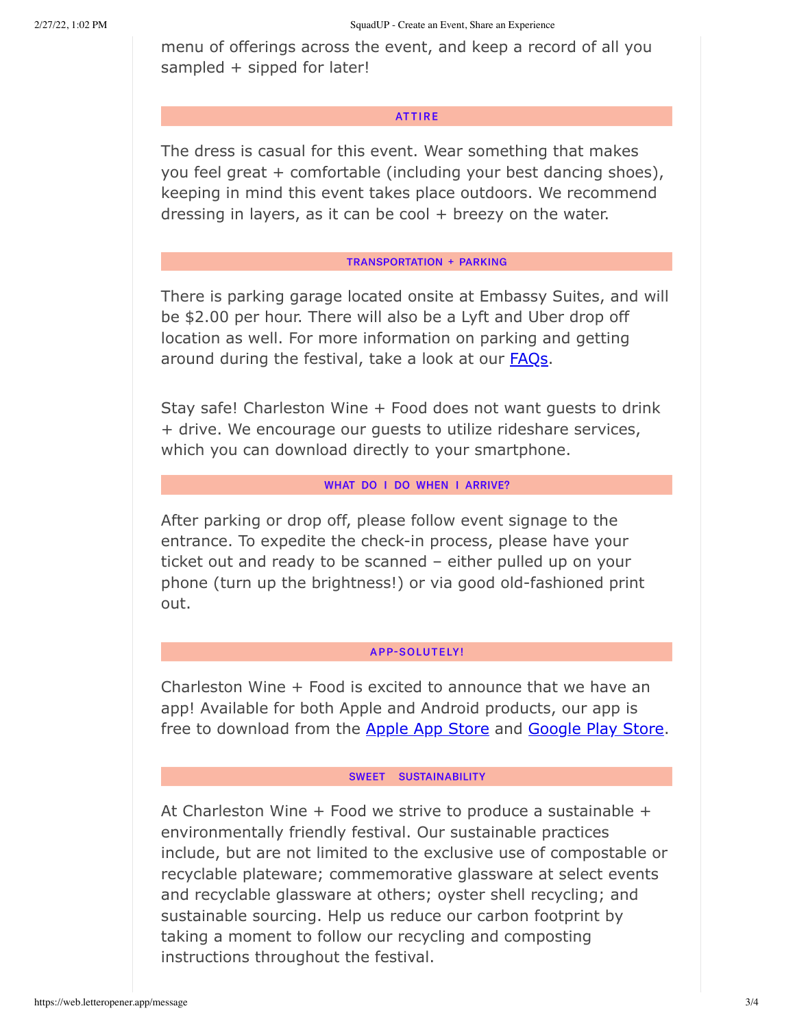menu of offerings across the event, and keep a record of all you sampled + sipped for later!

## ATTIRE

The dress is casual for this event. Wear something that makes you feel great + comfortable (including your best dancing shoes), keeping in mind this event takes place outdoors. We recommend dressing in layers, as it can be cool + breezy on the water.

## TRANSPORTATION + PARKING

There is parking garage located onsite at Embassy Suites, and will be $2.00 per hour. There will also be a Lyft and Uber drop off location as well. For more information on parking and getting around during the festival, take a look at our FAQs.

Stay safe! Charleston Wine + Food does not want guests to drink + drive. We encourage our guests to utilize rideshare services, which you can download directly to your smartphone.

## WHAT DO I DO WHEN I ARRIVE?

After parking or drop off, please follow event signage to the entrance. To expedite the check-in process, please have your ticket out and ready to be scanned – either pulled up on your phone (turn up the brightness!) or via good old-fashioned print out.

## APP-SOLUTELY!

Charleston Wine + Food is excited to announce that we have an app! Available for both Apple and Android products, our app is free to download from the Apple App Store and Google Play Store.

## SWEET SUSTAINABILITY

At Charleston Wine + Food we strive to produce a sustainable + environmentally friendly festival. Our sustainable practices include, but are not limited to the exclusive use of compostable or recyclable plateware; commemorative glassware at select events and recyclable glassware at others; oyster shell recycling; and sustainable sourcing. Help us reduce our carbon footprint by taking a moment to follow our recycling and composting instructions throughout the festival.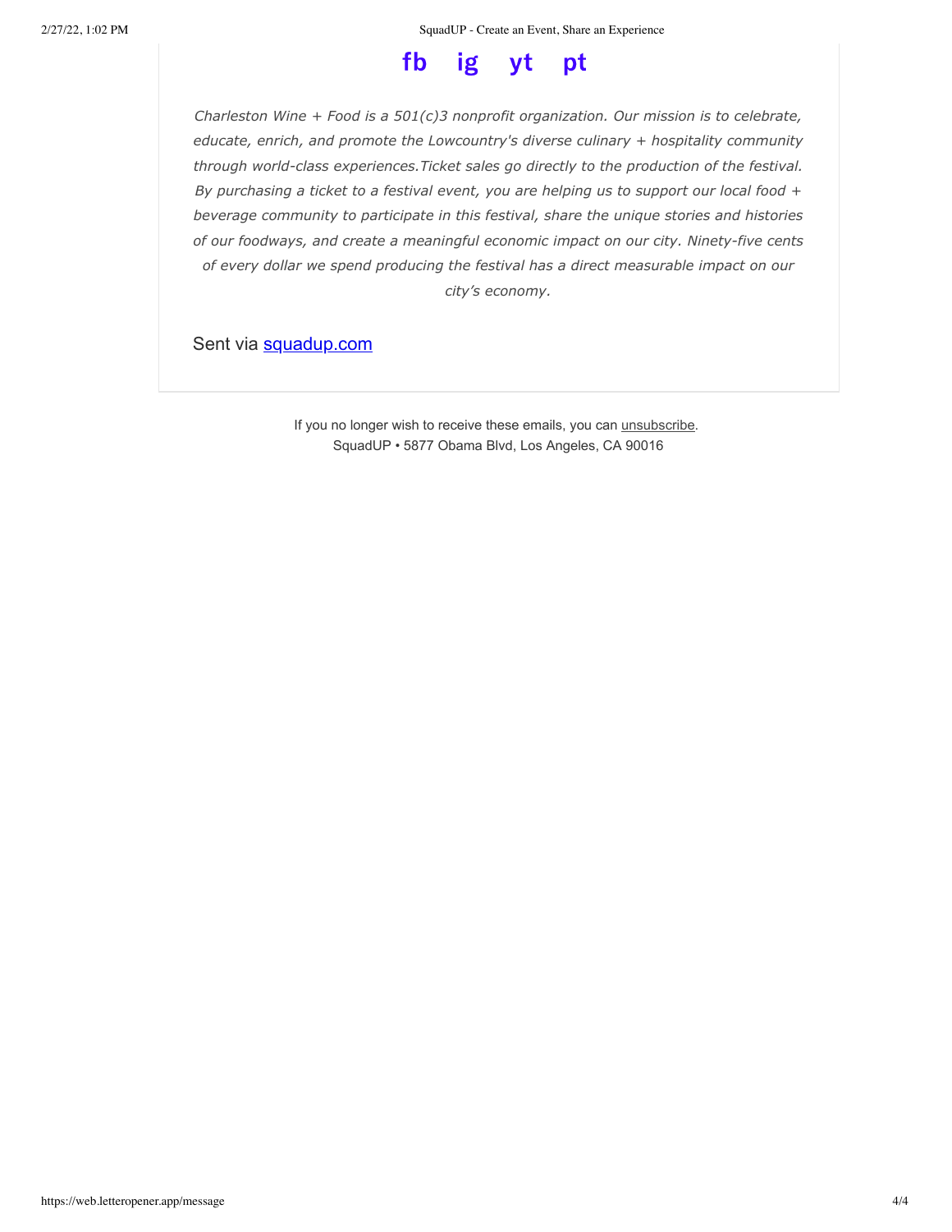fb ig yt pt

*Charleston Wine + Food is a 501(c)3 nonprofit organization. Our mission is to celebrate, educate, enrich, and promote the Lowcountry's diverse culinary + hospitality community through world-class experiences.Ticket sales go directly to the production of the festival. By purchasing a ticket to a festival event, you are helping us to support our local food + beverage community to participate in this festival, share the unique stories and histories of our foodways, and create a meaningful economic impact on our city. Ninety-five cents of every dollar we spend producing the festival has a direct measurable impact on our city's economy.*

Sent via squadup.com

If you no longer wish to receive these emails, you can unsubscribe.
SquadUP • 5877 Obama Blvd, Los Angeles, CA 90016